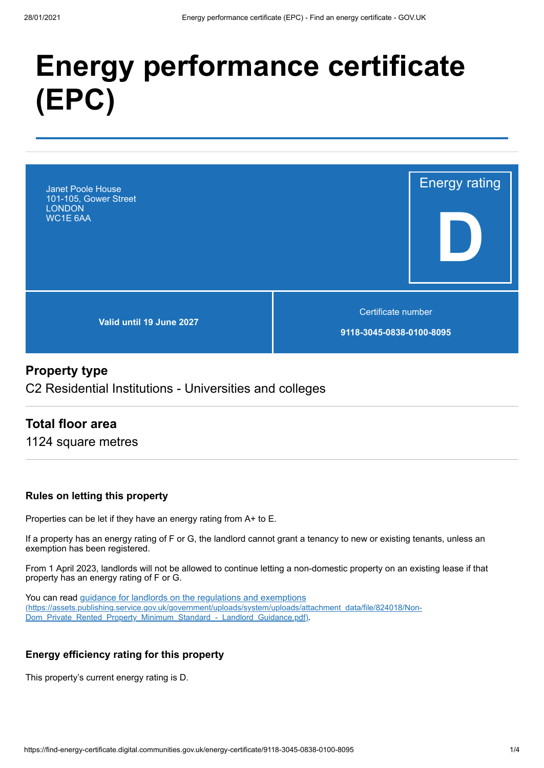# Energy performance certificate (EPC)

Janet Poole House
101-105, Gower Street
LONDON
WC1E 6AA

Energy rating

**D**

**Valid until 19 June 2027**

Certificate number

**9118-3045-0838-0100-8095**

## Property type

C2 Residential Institutions - Universities and colleges

## Total floor area

1124 square metres

### Rules on letting this property

Properties can be let if they have an energy rating from A+ to E.

If a property has an energy rating of F or G, the landlord cannot grant a tenancy to new or existing tenants, unless an exemption has been registered.

From 1 April 2023, landlords will not be allowed to continue letting a non-domestic property on an existing lease if that property has an energy rating of F or G.

You can read guidance for landlords on the regulations and exemptions (https://assets.publishing.service.gov.uk/government/uploads/system/uploads/attachment_data/file/824018/Non-Dom_Private_Rented_Property_Minimum_Standard_-_Landlord_Guidance.pdf).

### Energy efficiency rating for this property

This property's current energy rating is D.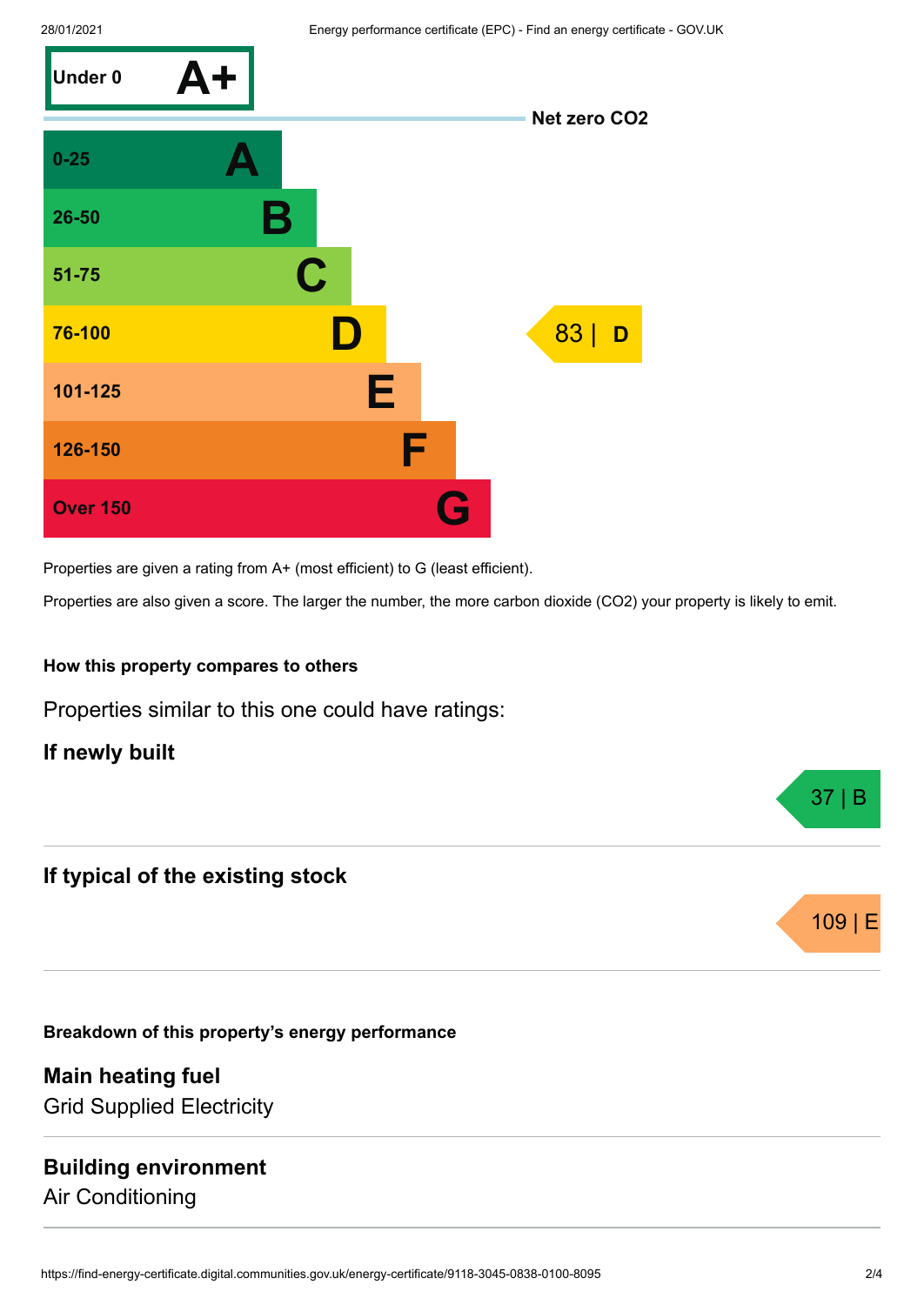| Score | Rating |
|---|---|
| Under 0 | A+ |
| 0-25 | A |
| 26-50 | B |
| 51-75 | C |
| 76-100 | D |
| 101-125 | E |
| 126-150 | F |
| Over 150 | G |

Net zero $CO_2$

This property: **83 | D**

Properties are given a rating from A+ (most efficient) to G (least efficient).

Properties are also given a score. The larger the number, the more carbon dioxide ($CO_2$) your property is likely to emit.

### How this property compares to others

Properties similar to this one could have ratings:

**If newly built**

37 | B

**If typical of the existing stock**

109 | E

### Breakdown of this property's energy performance

**Main heating fuel**

Grid Supplied Electricity

**Building environment**

Air Conditioning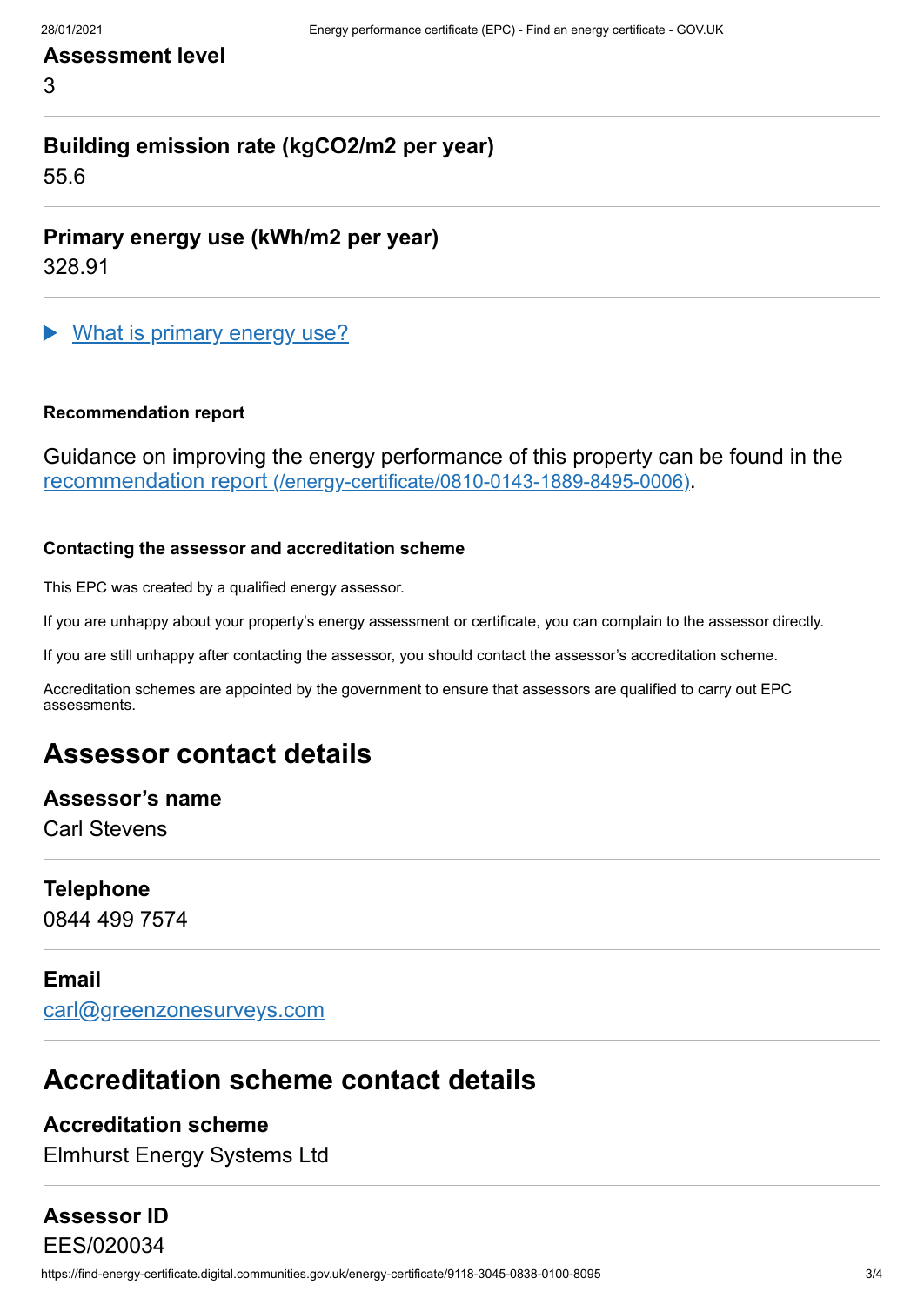### Assessment level

3

### Building emission rate (kgCO2/m2 per year)

55.6

### Primary energy use (kWh/m2 per year)

328.91

▶ What is primary energy use?

#### Recommendation report

Guidance on improving the energy performance of this property can be found in the recommendation report (/energy-certificate/0810-0143-1889-8495-0006).

#### Contacting the assessor and accreditation scheme

This EPC was created by a qualified energy assessor.

If you are unhappy about your property's energy assessment or certificate, you can complain to the assessor directly.

If you are still unhappy after contacting the assessor, you should contact the assessor's accreditation scheme.

Accreditation schemes are appointed by the government to ensure that assessors are qualified to carry out EPC assessments.

## Assessor contact details

### Assessor's name

Carl Stevens

### Telephone

0844 499 7574

### Email

carl@greenzonesurveys.com

## Accreditation scheme contact details

### Accreditation scheme

Elmhurst Energy Systems Ltd

### Assessor ID

EES/020034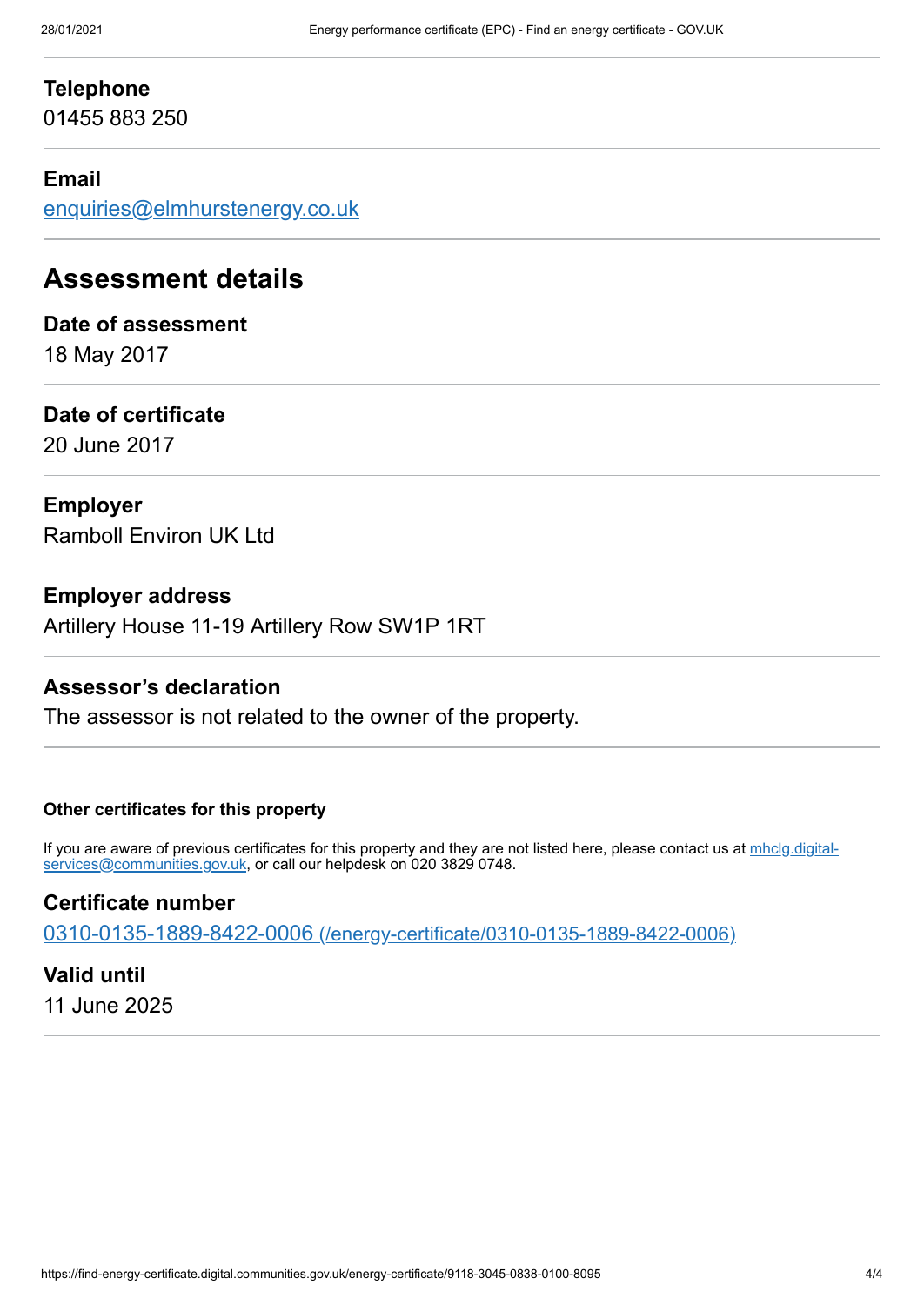**Telephone**
01455 883 250

**Email**
[enquiries@elmhurstenergy.co.uk](mailto:enquiries@elmhurstenergy.co.uk)

## Assessment details

**Date of assessment**
18 May 2017

**Date of certificate**
20 June 2017

**Employer**
Ramboll Environ UK Ltd

**Employer address**
Artillery House 11-19 Artillery Row SW1P 1RT

**Assessor's declaration**
The assessor is not related to the owner of the property.

#### Other certificates for this property

If you are aware of previous certificates for this property and they are not listed here, please contact us at [mhclg.digital-services@communities.gov.uk](mailto:mhclg.digital-services@communities.gov.uk), or call our helpdesk on 020 3829 0748.

**Certificate number**
[0310-0135-1889-8422-0006 (/energy-certificate/0310-0135-1889-8422-0006)](/energy-certificate/0310-0135-1889-8422-0006)

**Valid until**
11 June 2025